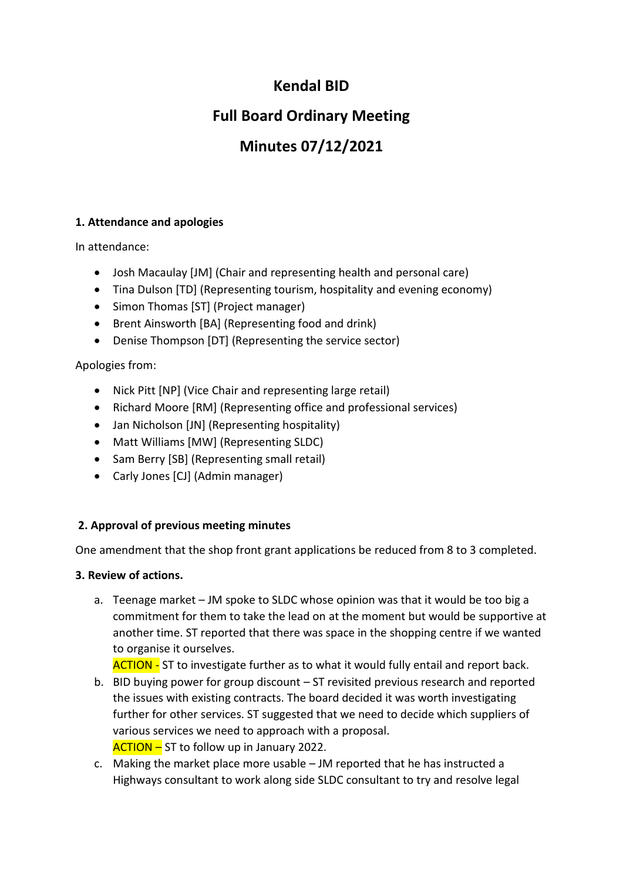# Kendal BID

## Full Board Ordinary Meeting

## Minutes 07/12/2021

**1. Attendance and apologies**

In attendance:

- Josh Macaulay [JM] (Chair and representing health and personal care)
- Tina Dulson [TD] (Representing tourism, hospitality and evening economy)
- Simon Thomas [ST] (Project manager)
- Brent Ainsworth [BA] (Representing food and drink)
- Denise Thompson [DT] (Representing the service sector)

Apologies from:

- Nick Pitt [NP] (Vice Chair and representing large retail)
- Richard Moore [RM] (Representing office and professional services)
- Jan Nicholson [JN] (Representing hospitality)
- Matt Williams [MW] (Representing SLDC)
- Sam Berry [SB] (Representing small retail)
- Carly Jones [CJ] (Admin manager)

**2. Approval of previous meeting minutes**

One amendment that the shop front grant applications be reduced from 8 to 3 completed.

**3. Review of actions.**

a. Teenage market – JM spoke to SLDC whose opinion was that it would be too big a commitment for them to take the lead on at the moment but would be supportive at another time. ST reported that there was space in the shopping centre if we wanted to organise it ourselves.
   ACTION - ST to investigate further as to what it would fully entail and report back.
b. BID buying power for group discount – ST revisited previous research and reported the issues with existing contracts. The board decided it was worth investigating further for other services. ST suggested that we need to decide which suppliers of various services we need to approach with a proposal.
   ACTION – ST to follow up in January 2022.
c. Making the market place more usable – JM reported that he has instructed a Highways consultant to work along side SLDC consultant to try and resolve legal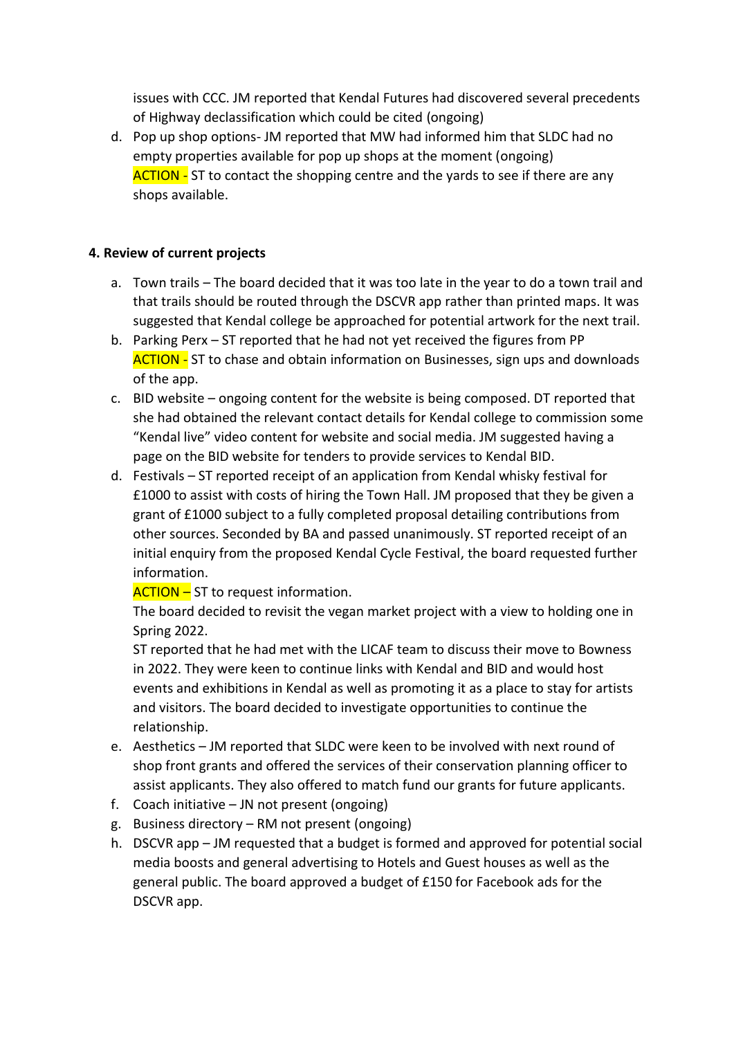issues with CCC. JM reported that Kendal Futures had discovered several precedents of Highway declassification which could be cited (ongoing)

d. Pop up shop options- JM reported that MW had informed him that SLDC had no empty properties available for pop up shops at the moment (ongoing)
   ACTION - ST to contact the shopping centre and the yards to see if there are any shops available.

**4. Review of current projects**

a. Town trails – The board decided that it was too late in the year to do a town trail and that trails should be routed through the DSCVR app rather than printed maps. It was suggested that Kendal college be approached for potential artwork for the next trail.

b. Parking Perx – ST reported that he had not yet received the figures from PP
   ACTION - ST to chase and obtain information on Businesses, sign ups and downloads of the app.

c. BID website – ongoing content for the website is being composed. DT reported that she had obtained the relevant contact details for Kendal college to commission some "Kendal live" video content for website and social media. JM suggested having a page on the BID website for tenders to provide services to Kendal BID.

d. Festivals – ST reported receipt of an application from Kendal whisky festival for £1000 to assist with costs of hiring the Town Hall. JM proposed that they be given a grant of £1000 subject to a fully completed proposal detailing contributions from other sources. Seconded by BA and passed unanimously. ST reported receipt of an initial enquiry from the proposed Kendal Cycle Festival, the board requested further information.
   ACTION – ST to request information.
   The board decided to revisit the vegan market project with a view to holding one in Spring 2022.
   ST reported that he had met with the LICAF team to discuss their move to Bowness in 2022. They were keen to continue links with Kendal and BID and would host events and exhibitions in Kendal as well as promoting it as a place to stay for artists and visitors. The board decided to investigate opportunities to continue the relationship.

e. Aesthetics – JM reported that SLDC were keen to be involved with next round of shop front grants and offered the services of their conservation planning officer to assist applicants. They also offered to match fund our grants for future applicants.

f. Coach initiative – JN not present (ongoing)

g. Business directory – RM not present (ongoing)

h. DSCVR app – JM requested that a budget is formed and approved for potential social media boosts and general advertising to Hotels and Guest houses as well as the general public. The board approved a budget of £150 for Facebook ads for the DSCVR app.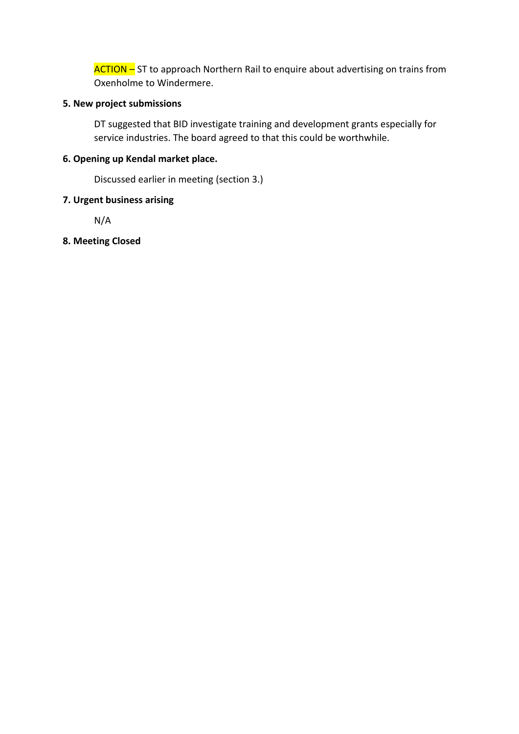ACTION – ST to approach Northern Rail to enquire about advertising on trains from Oxenholme to Windermere.

**5. New project submissions**

DT suggested that BID investigate training and development grants especially for service industries. The board agreed to that this could be worthwhile.

**6. Opening up Kendal market place.**

Discussed earlier in meeting (section 3.)

**7. Urgent business arising**

N/A

**8. Meeting Closed**